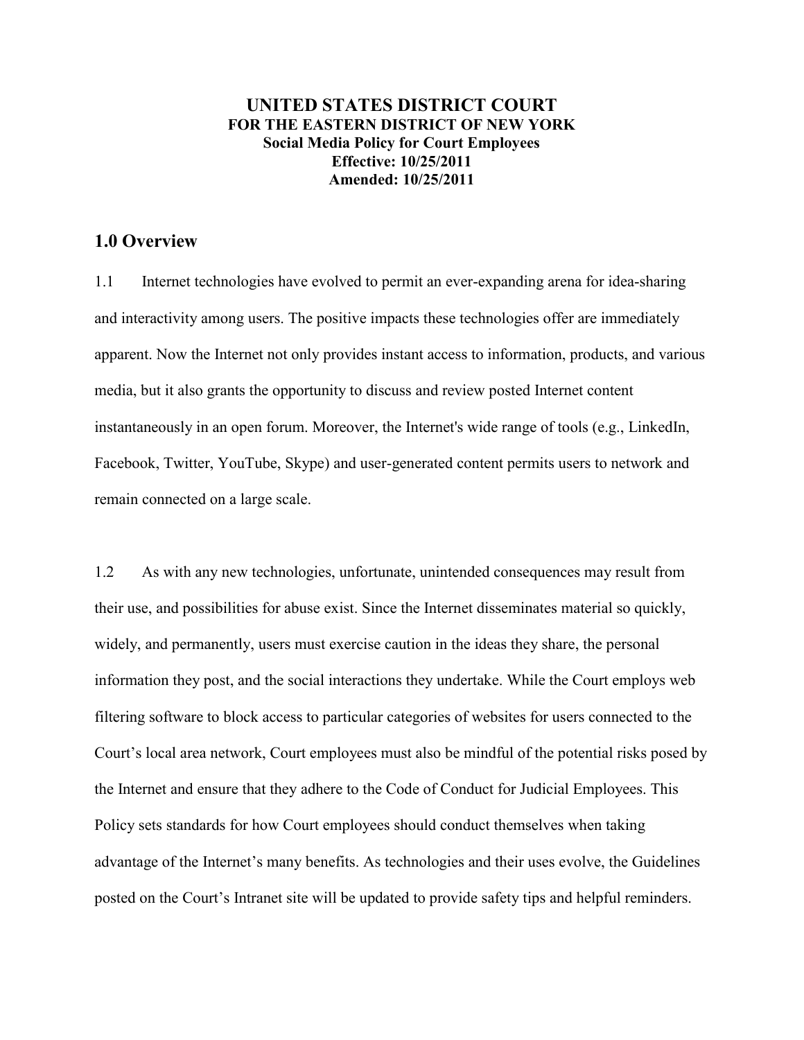# UNITED STATES DISTRICT COURT
## FOR THE EASTERN DISTRICT OF NEW YORK
**Social Media Policy for Court Employees**
**Effective: 10/25/2011**
**Amended: 10/25/2011**

## 1.0 Overview

1.1 Internet technologies have evolved to permit an ever-expanding arena for idea-sharing and interactivity among users. The positive impacts these technologies offer are immediately apparent. Now the Internet not only provides instant access to information, products, and various media, but it also grants the opportunity to discuss and review posted Internet content instantaneously in an open forum. Moreover, the Internet's wide range of tools (e.g., LinkedIn, Facebook, Twitter, YouTube, Skype) and user-generated content permits users to network and remain connected on a large scale.

1.2 As with any new technologies, unfortunate, unintended consequences may result from their use, and possibilities for abuse exist. Since the Internet disseminates material so quickly, widely, and permanently, users must exercise caution in the ideas they share, the personal information they post, and the social interactions they undertake. While the Court employs web filtering software to block access to particular categories of websites for users connected to the Court's local area network, Court employees must also be mindful of the potential risks posed by the Internet and ensure that they adhere to the Code of Conduct for Judicial Employees. This Policy sets standards for how Court employees should conduct themselves when taking advantage of the Internet's many benefits. As technologies and their uses evolve, the Guidelines posted on the Court's Intranet site will be updated to provide safety tips and helpful reminders.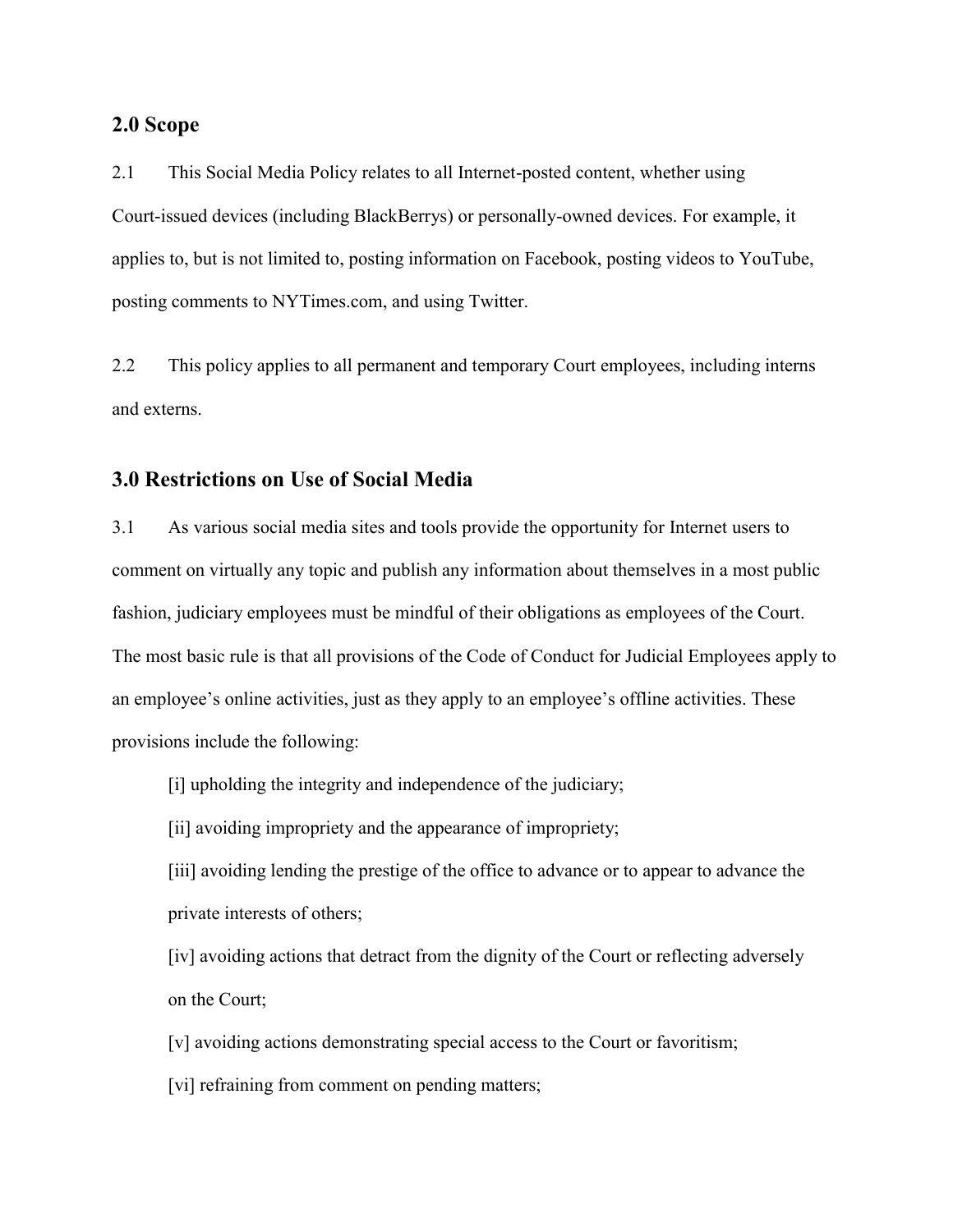## 2.0 Scope

2.1 This Social Media Policy relates to all Internet-posted content, whether using Court-issued devices (including BlackBerrys) or personally-owned devices. For example, it applies to, but is not limited to, posting information on Facebook, posting videos to YouTube, posting comments to NYTimes.com, and using Twitter.

2.2 This policy applies to all permanent and temporary Court employees, including interns and externs.

## 3.0 Restrictions on Use of Social Media

3.1 As various social media sites and tools provide the opportunity for Internet users to comment on virtually any topic and publish any information about themselves in a most public fashion, judiciary employees must be mindful of their obligations as employees of the Court. The most basic rule is that all provisions of the Code of Conduct for Judicial Employees apply to an employee's online activities, just as they apply to an employee's offline activities. These provisions include the following:

[i] upholding the integrity and independence of the judiciary;

[ii] avoiding impropriety and the appearance of impropriety;

[iii] avoiding lending the prestige of the office to advance or to appear to advance the private interests of others;

[iv] avoiding actions that detract from the dignity of the Court or reflecting adversely on the Court;

[v] avoiding actions demonstrating special access to the Court or favoritism;

[vi] refraining from comment on pending matters;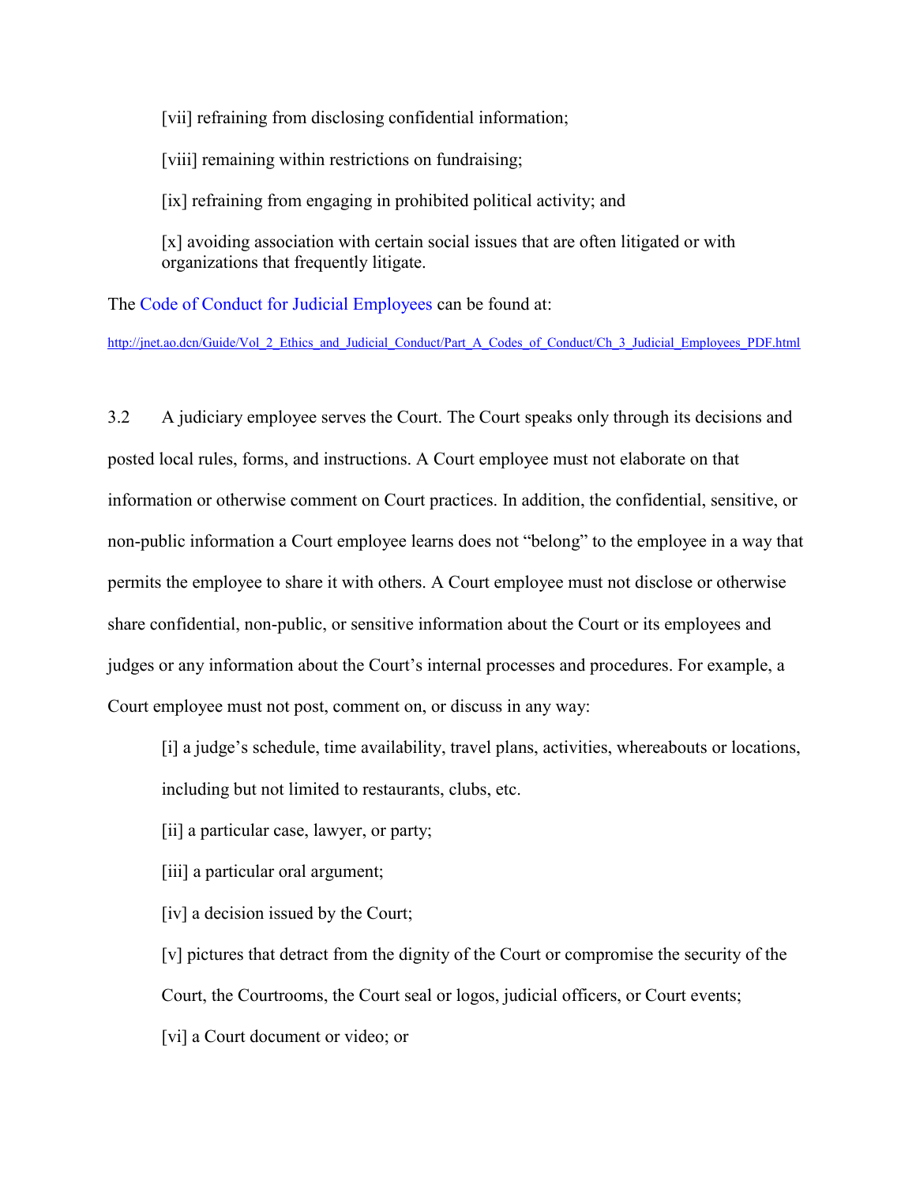[vii] refraining from disclosing confidential information;

[viii] remaining within restrictions on fundraising;

[ix] refraining from engaging in prohibited political activity; and

[x] avoiding association with certain social issues that are often litigated or with organizations that frequently litigate.

The [Code of Conduct for Judicial Employees](http://jnet.ao.dcn/Guide/Vol_2_Ethics_and_Judicial_Conduct/Part_A_Codes_of_Conduct/Ch_3_Judicial_Employees_PDF.html) can be found at:

http://jnet.ao.dcn/Guide/Vol_2_Ethics_and_Judicial_Conduct/Part_A_Codes_of_Conduct/Ch_3_Judicial_Employees_PDF.html

3.2 A judiciary employee serves the Court. The Court speaks only through its decisions and posted local rules, forms, and instructions. A Court employee must not elaborate on that information or otherwise comment on Court practices. In addition, the confidential, sensitive, or non-public information a Court employee learns does not "belong" to the employee in a way that permits the employee to share it with others. A Court employee must not disclose or otherwise share confidential, non-public, or sensitive information about the Court or its employees and judges or any information about the Court's internal processes and procedures. For example, a Court employee must not post, comment on, or discuss in any way:

[i] a judge's schedule, time availability, travel plans, activities, whereabouts or locations, including but not limited to restaurants, clubs, etc.

[ii] a particular case, lawyer, or party;

[iii] a particular oral argument;

[iv] a decision issued by the Court;

[v] pictures that detract from the dignity of the Court or compromise the security of the Court, the Courtrooms, the Court seal or logos, judicial officers, or Court events;

[vi] a Court document or video; or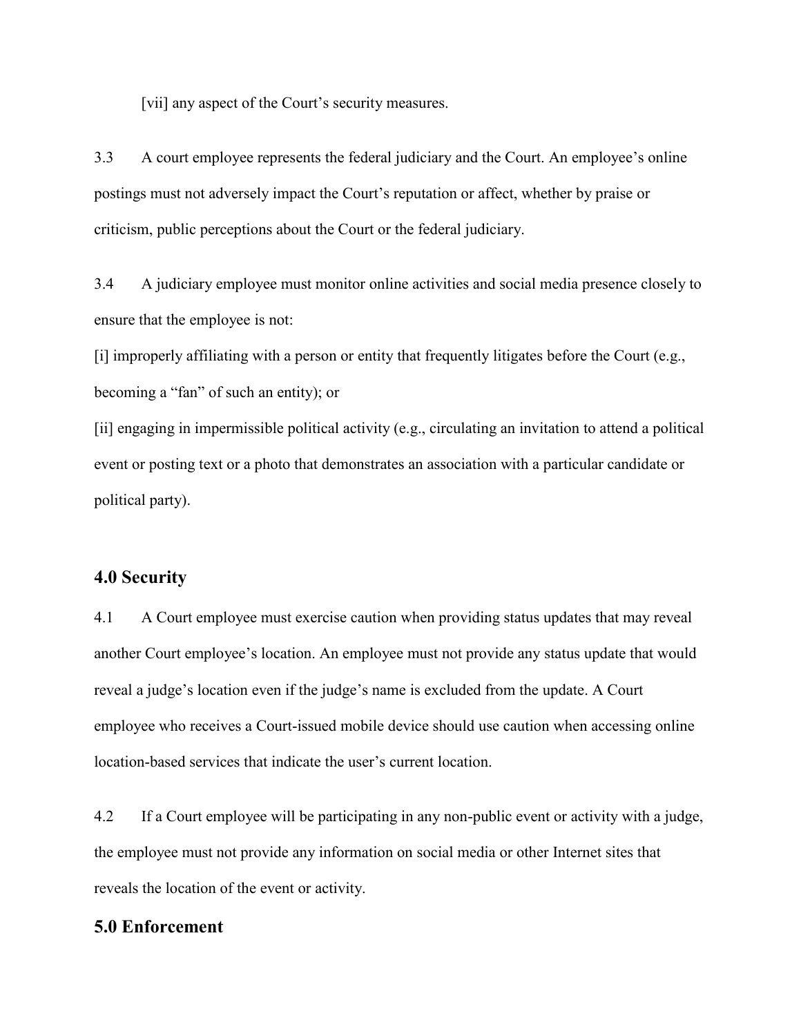[vii] any aspect of the Court's security measures.

3.3 A court employee represents the federal judiciary and the Court. An employee's online postings must not adversely impact the Court's reputation or affect, whether by praise or criticism, public perceptions about the Court or the federal judiciary.

3.4 A judiciary employee must monitor online activities and social media presence closely to ensure that the employee is not:

[i] improperly affiliating with a person or entity that frequently litigates before the Court (e.g., becoming a "fan" of such an entity); or

[ii] engaging in impermissible political activity (e.g., circulating an invitation to attend a political event or posting text or a photo that demonstrates an association with a particular candidate or political party).

## 4.0 Security

4.1 A Court employee must exercise caution when providing status updates that may reveal another Court employee's location. An employee must not provide any status update that would reveal a judge's location even if the judge's name is excluded from the update. A Court employee who receives a Court-issued mobile device should use caution when accessing online location-based services that indicate the user's current location.

4.2 If a Court employee will be participating in any non-public event or activity with a judge, the employee must not provide any information on social media or other Internet sites that reveals the location of the event or activity.

## 5.0 Enforcement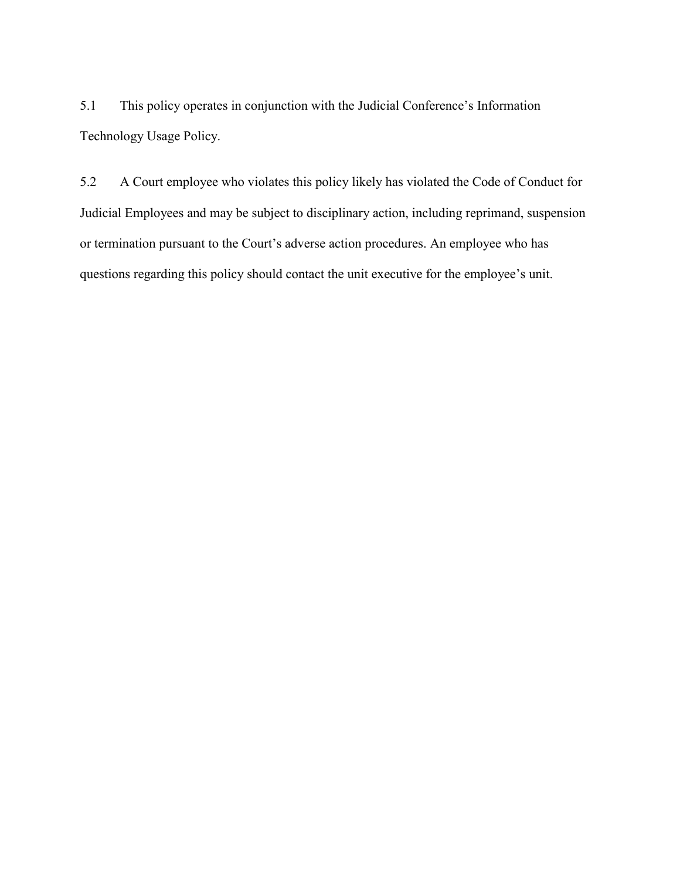5.1 This policy operates in conjunction with the Judicial Conference's Information Technology Usage Policy.

5.2 A Court employee who violates this policy likely has violated the Code of Conduct for Judicial Employees and may be subject to disciplinary action, including reprimand, suspension or termination pursuant to the Court's adverse action procedures. An employee who has questions regarding this policy should contact the unit executive for the employee's unit.